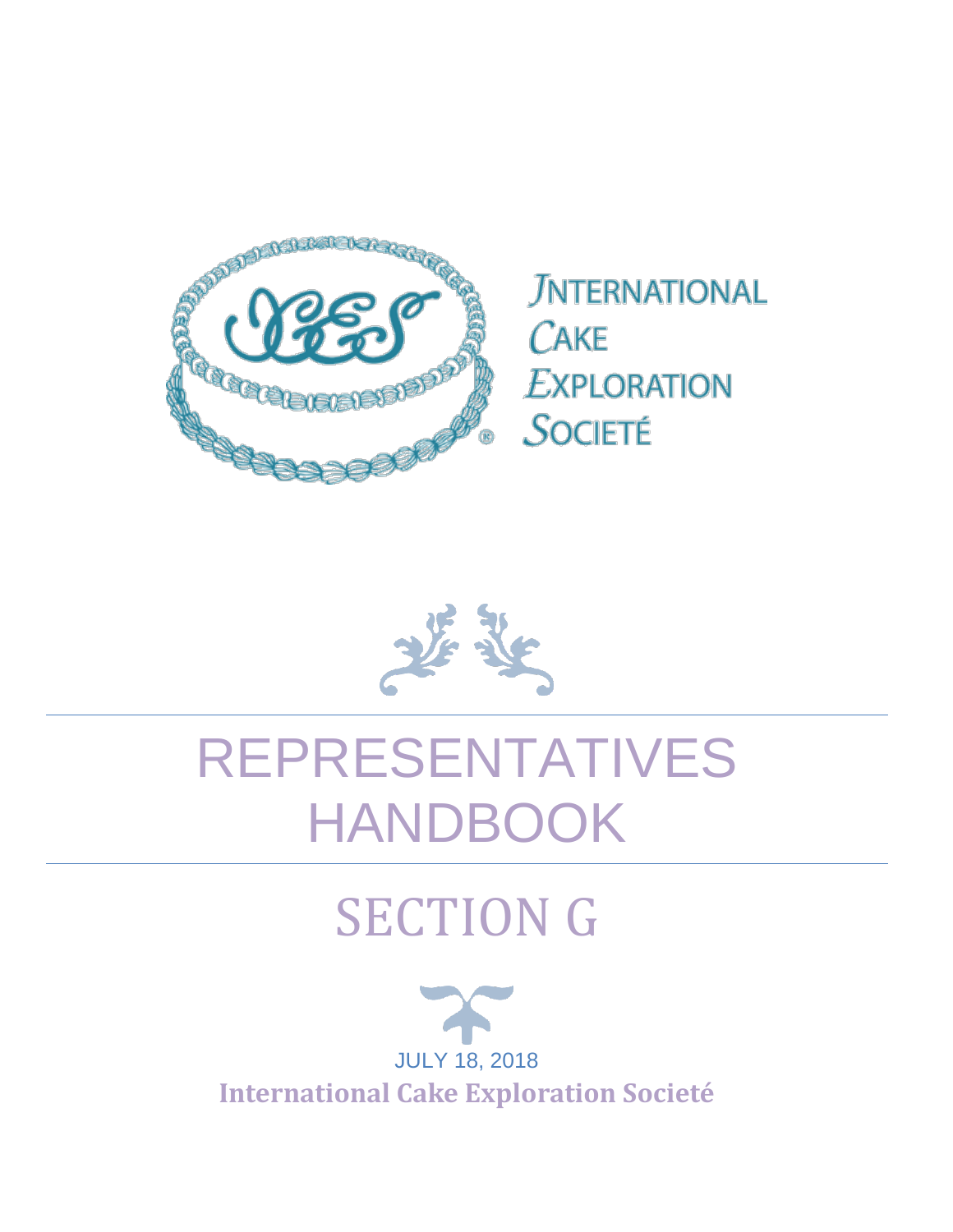INTERNATIONAL
CAKE
EXPLORATION
SOCIETÉ

# REPRESENTATIVES HANDBOOK

# SECTION G

JULY 18, 2018

**International Cake Exploration Societé**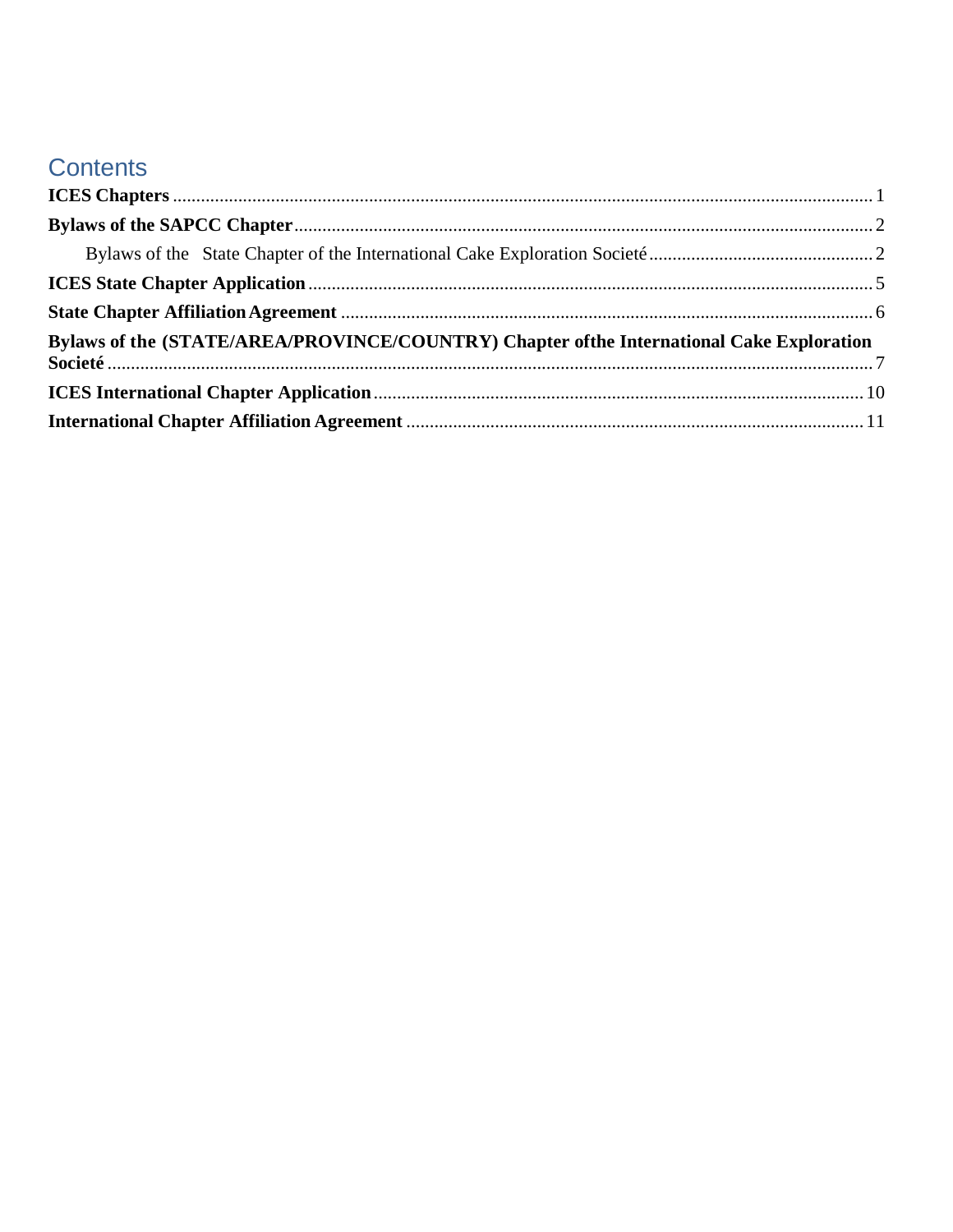# Contents

**ICES Chapters** ........................................................................................................ 1

**Bylaws of the SAPCC Chapter** .................................................................................. 2

Bylaws of the   State Chapter of the International Cake Exploration Societé ........................ 2

**ICES State Chapter Application** ............................................................................... 5

**State Chapter Affiliation Agreement** ......................................................................... 6

**Bylaws of the (STATE/AREA/PROVINCE/COUNTRY) Chapter ofthe International Cake Exploration Societé** ........................................................................................................ 7

**ICES International Chapter Application** .................................................................. 10

**International Chapter Affiliation Agreement** ............................................................ 11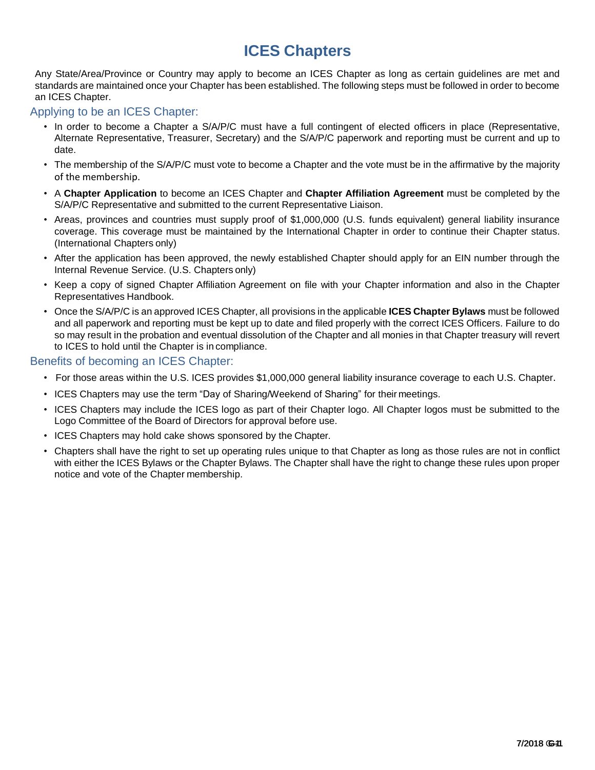# ICES Chapters

Any State/Area/Province or Country may apply to become an ICES Chapter as long as certain guidelines are met and standards are maintained once your Chapter has been established. The following steps must be followed in order to become an ICES Chapter.

## Applying to be an ICES Chapter:

- In order to become a Chapter a S/A/P/C must have a full contingent of elected officers in place (Representative, Alternate Representative, Treasurer, Secretary) and the S/A/P/C paperwork and reporting must be current and up to date.
- The membership of the S/A/P/C must vote to become a Chapter and the vote must be in the affirmative by the majority of the membership.
- A **Chapter Application** to become an ICES Chapter and **Chapter Affiliation Agreement** must be completed by the S/A/P/C Representative and submitted to the current Representative Liaison.
- Areas, provinces and countries must supply proof of $1,000,000 (U.S. funds equivalent) general liability insurance coverage. This coverage must be maintained by the International Chapter in order to continue their Chapter status. (International Chapters only)
- After the application has been approved, the newly established Chapter should apply for an EIN number through the Internal Revenue Service. (U.S. Chapters only)
- Keep a copy of signed Chapter Affiliation Agreement on file with your Chapter information and also in the Chapter Representatives Handbook.
- Once the S/A/P/C is an approved ICES Chapter, all provisions in the applicable **ICES Chapter Bylaws** must be followed and all paperwork and reporting must be kept up to date and filed properly with the correct ICES Officers. Failure to do so may result in the probation and eventual dissolution of the Chapter and all monies in that Chapter treasury will revert to ICES to hold until the Chapter is in compliance.

## Benefits of becoming an ICES Chapter:

- For those areas within the U.S. ICES provides $1,000,000 general liability insurance coverage to each U.S. Chapter.
- ICES Chapters may use the term "Day of Sharing/Weekend of Sharing" for their meetings.
- ICES Chapters may include the ICES logo as part of their Chapter logo. All Chapter logos must be submitted to the Logo Committee of the Board of Directors for approval before use.
- ICES Chapters may hold cake shows sponsored by the Chapter.
- Chapters shall have the right to set up operating rules unique to that Chapter as long as those rules are not in conflict with either the ICES Bylaws or the Chapter Bylaws. The Chapter shall have the right to change these rules upon proper notice and vote of the Chapter membership.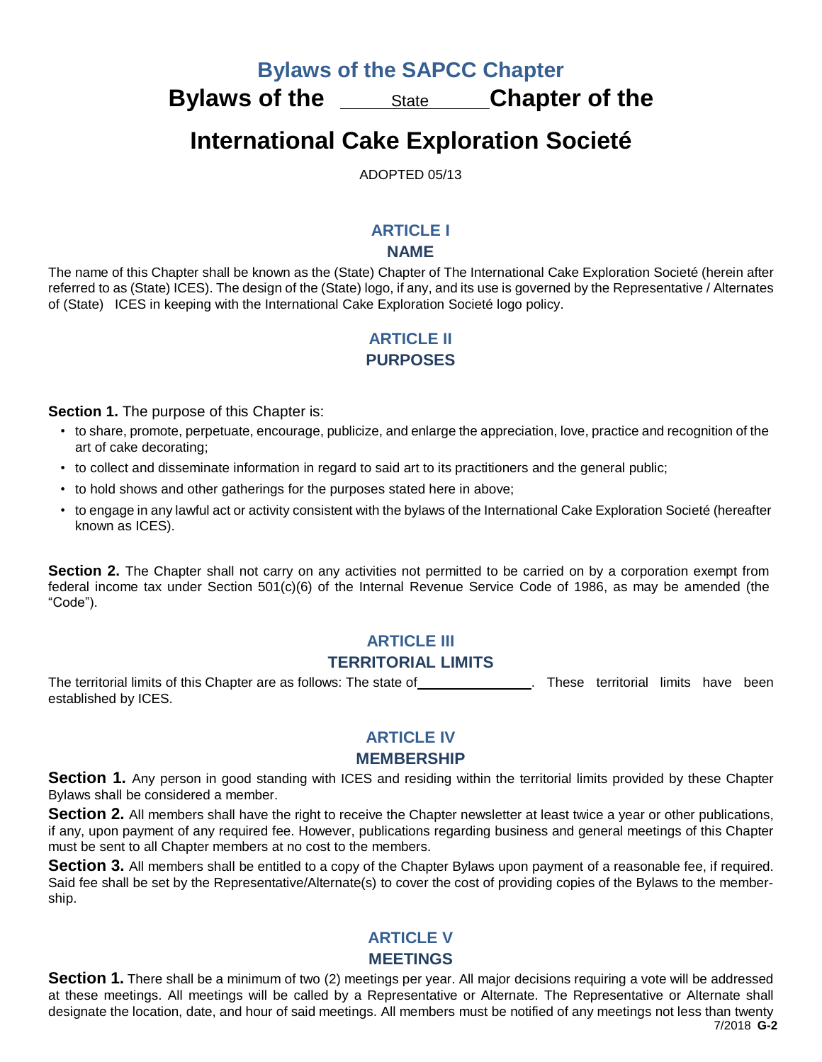# Bylaws of the SAPCC Chapter

# Bylaws of the ____State____ Chapter of the International Cake Exploration Societé

ADOPTED 05/13

## ARTICLE I
## NAME

The name of this Chapter shall be known as the (State) Chapter of The International Cake Exploration Societé (herein after referred to as (State) ICES). The design of the (State) logo, if any, and its use is governed by the Representative / Alternates of (State) ICES in keeping with the International Cake Exploration Societé logo policy.

## ARTICLE II
## PURPOSES

**Section 1.** The purpose of this Chapter is:

- to share, promote, perpetuate, encourage, publicize, and enlarge the appreciation, love, practice and recognition of the art of cake decorating;
- to collect and disseminate information in regard to said art to its practitioners and the general public;
- to hold shows and other gatherings for the purposes stated here in above;
- to engage in any lawful act or activity consistent with the bylaws of the International Cake Exploration Societé (hereafter known as ICES).

**Section 2.** The Chapter shall not carry on any activities not permitted to be carried on by a corporation exempt from federal income tax under Section 501(c)(6) of the Internal Revenue Service Code of 1986, as may be amended (the "Code").

## ARTICLE III
## TERRITORIAL LIMITS

The territorial limits of this Chapter are as follows: The state of ______________. These territorial limits have been established by ICES.

## ARTICLE IV
## MEMBERSHIP

**Section 1.** Any person in good standing with ICES and residing within the territorial limits provided by these Chapter Bylaws shall be considered a member.

**Section 2.** All members shall have the right to receive the Chapter newsletter at least twice a year or other publications, if any, upon payment of any required fee. However, publications regarding business and general meetings of this Chapter must be sent to all Chapter members at no cost to the members.

**Section 3.** All members shall be entitled to a copy of the Chapter Bylaws upon payment of a reasonable fee, if required. Said fee shall be set by the Representative/Alternate(s) to cover the cost of providing copies of the Bylaws to the membership.

## ARTICLE V
## MEETINGS

**Section 1.** There shall be a minimum of two (2) meetings per year. All major decisions requiring a vote will be addressed at these meetings. All meetings will be called by a Representative or Alternate. The Representative or Alternate shall designate the location, date, and hour of said meetings. All members must be notified of any meetings not less than twenty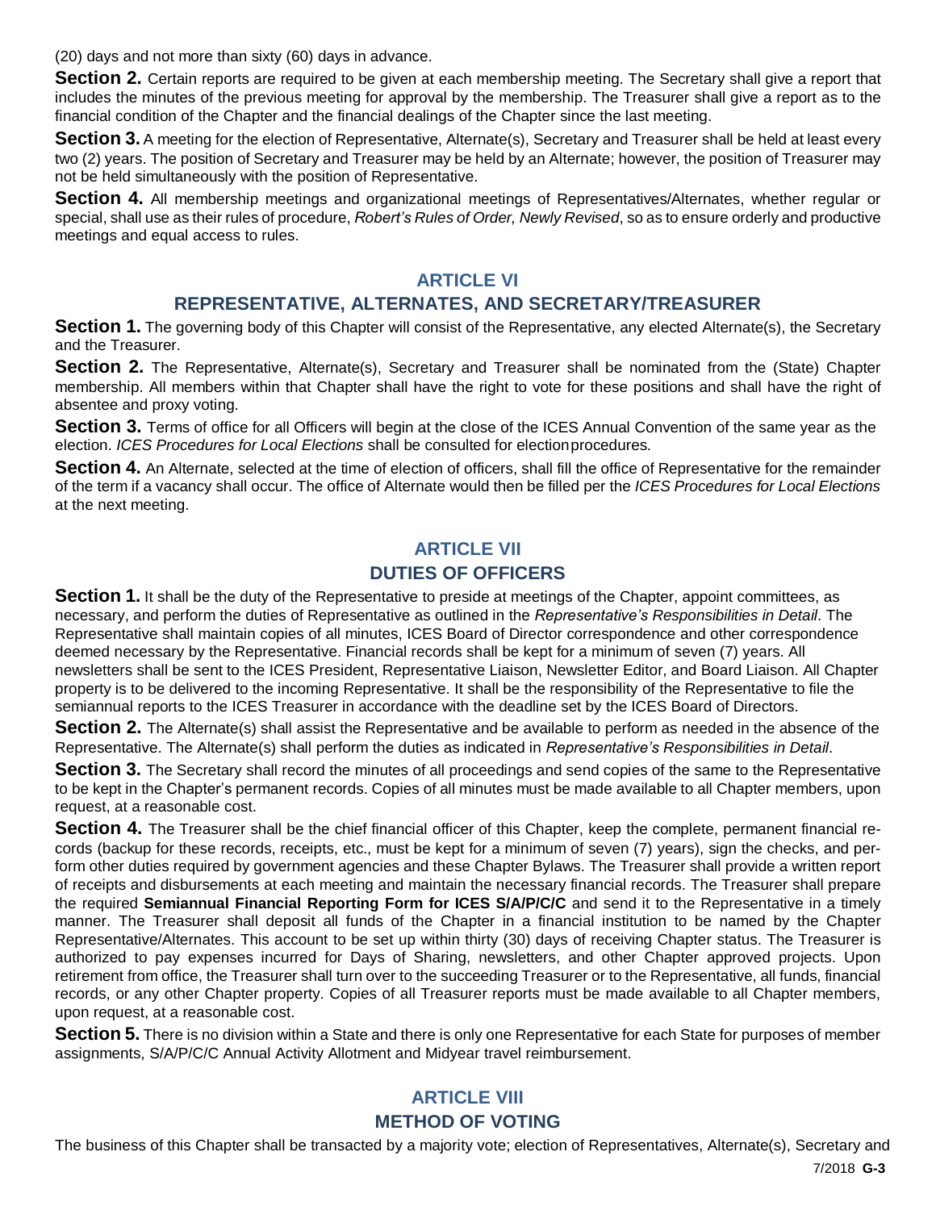(20) days and not more than sixty (60) days in advance.

**Section 2.** Certain reports are required to be given at each membership meeting. The Secretary shall give a report that includes the minutes of the previous meeting for approval by the membership. The Treasurer shall give a report as to the financial condition of the Chapter and the financial dealings of the Chapter since the last meeting.

**Section 3.** A meeting for the election of Representative, Alternate(s), Secretary and Treasurer shall be held at least every two (2) years. The position of Secretary and Treasurer may be held by an Alternate; however, the position of Treasurer may not be held simultaneously with the position of Representative.

**Section 4.** All membership meetings and organizational meetings of Representatives/Alternates, whether regular or special, shall use as their rules of procedure, *Robert's Rules of Order, Newly Revised*, so as to ensure orderly and productive meetings and equal access to rules.

## ARTICLE VI

## REPRESENTATIVE, ALTERNATES, AND SECRETARY/TREASURER

**Section 1.** The governing body of this Chapter will consist of the Representative, any elected Alternate(s), the Secretary and the Treasurer.

**Section 2.** The Representative, Alternate(s), Secretary and Treasurer shall be nominated from the (State) Chapter membership. All members within that Chapter shall have the right to vote for these positions and shall have the right of absentee and proxy voting.

**Section 3.** Terms of office for all Officers will begin at the close of the ICES Annual Convention of the same year as the election. *ICES Procedures for Local Elections* shall be consulted for election procedures.

**Section 4.** An Alternate, selected at the time of election of officers, shall fill the office of Representative for the remainder of the term if a vacancy shall occur. The office of Alternate would then be filled per the *ICES Procedures for Local Elections* at the next meeting.

## ARTICLE VII

## DUTIES OF OFFICERS

**Section 1.** It shall be the duty of the Representative to preside at meetings of the Chapter, appoint committees, as necessary, and perform the duties of Representative as outlined in the *Representative's Responsibilities in Detail*. The Representative shall maintain copies of all minutes, ICES Board of Director correspondence and other correspondence deemed necessary by the Representative. Financial records shall be kept for a minimum of seven (7) years. All newsletters shall be sent to the ICES President, Representative Liaison, Newsletter Editor, and Board Liaison. All Chapter property is to be delivered to the incoming Representative. It shall be the responsibility of the Representative to file the semiannual reports to the ICES Treasurer in accordance with the deadline set by the ICES Board of Directors.

**Section 2.** The Alternate(s) shall assist the Representative and be available to perform as needed in the absence of the Representative. The Alternate(s) shall perform the duties as indicated in *Representative's Responsibilities in Detail*.

**Section 3.** The Secretary shall record the minutes of all proceedings and send copies of the same to the Representative to be kept in the Chapter's permanent records. Copies of all minutes must be made available to all Chapter members, upon request, at a reasonable cost.

**Section 4.** The Treasurer shall be the chief financial officer of this Chapter, keep the complete, permanent financial records (backup for these records, receipts, etc., must be kept for a minimum of seven (7) years), sign the checks, and perform other duties required by government agencies and these Chapter Bylaws. The Treasurer shall provide a written report of receipts and disbursements at each meeting and maintain the necessary financial records. The Treasurer shall prepare the required **Semiannual Financial Reporting Form for ICES S/A/P/C/C** and send it to the Representative in a timely manner. The Treasurer shall deposit all funds of the Chapter in a financial institution to be named by the Chapter Representative/Alternates. This account to be set up within thirty (30) days of receiving Chapter status. The Treasurer is authorized to pay expenses incurred for Days of Sharing, newsletters, and other Chapter approved projects. Upon retirement from office, the Treasurer shall turn over to the succeeding Treasurer or to the Representative, all funds, financial records, or any other Chapter property. Copies of all Treasurer reports must be made available to all Chapter members, upon request, at a reasonable cost.

**Section 5.** There is no division within a State and there is only one Representative for each State for purposes of member assignments, S/A/P/C/C Annual Activity Allotment and Midyear travel reimbursement.

## ARTICLE VIII

## METHOD OF VOTING

The business of this Chapter shall be transacted by a majority vote; election of Representatives, Alternate(s), Secretary and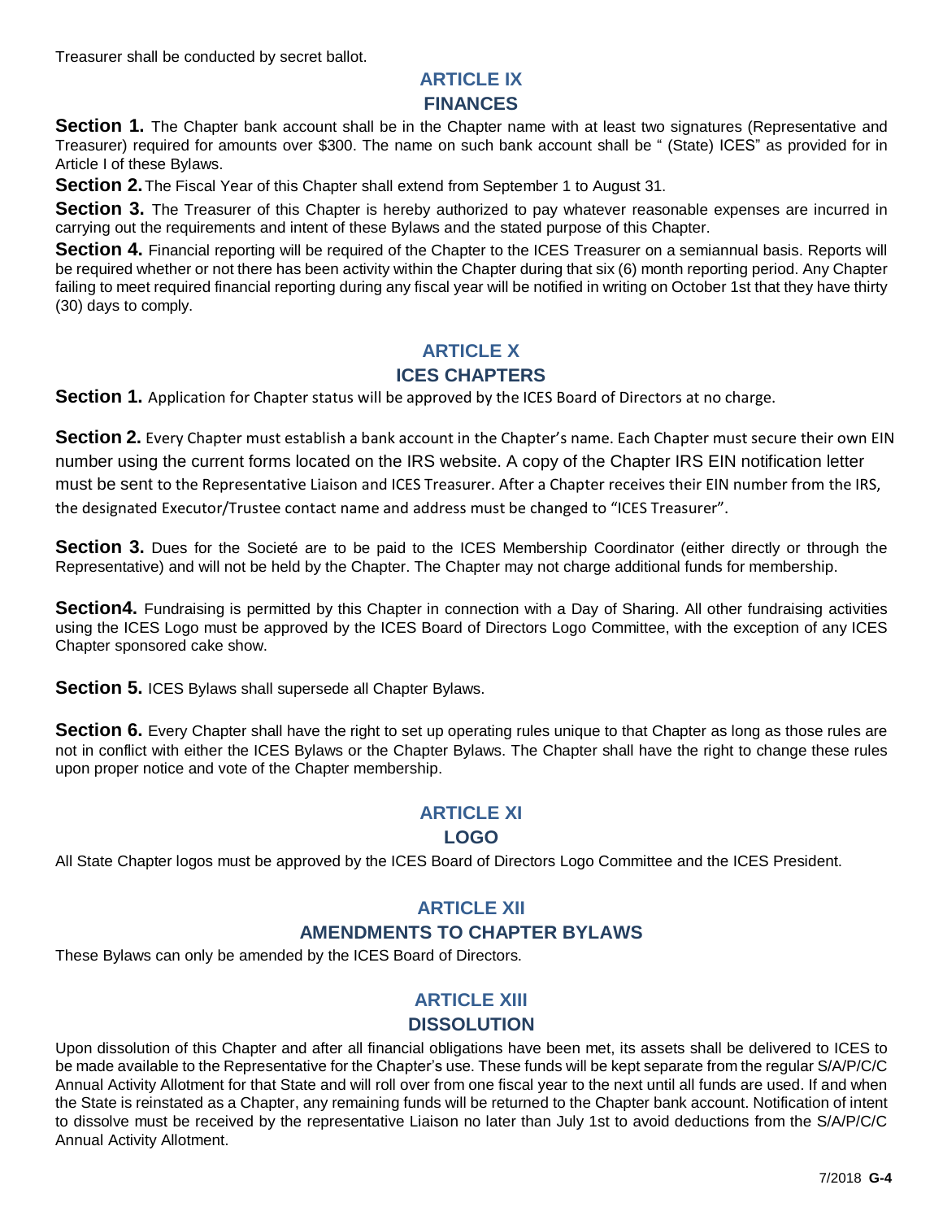Treasurer shall be conducted by secret ballot.

## ARTICLE IX
## FINANCES

**Section 1.** The Chapter bank account shall be in the Chapter name with at least two signatures (Representative and Treasurer) required for amounts over $300. The name on such bank account shall be " (State) ICES" as provided for in Article I of these Bylaws.

**Section 2.** The Fiscal Year of this Chapter shall extend from September 1 to August 31.

**Section 3.** The Treasurer of this Chapter is hereby authorized to pay whatever reasonable expenses are incurred in carrying out the requirements and intent of these Bylaws and the stated purpose of this Chapter.

**Section 4.** Financial reporting will be required of the Chapter to the ICES Treasurer on a semiannual basis. Reports will be required whether or not there has been activity within the Chapter during that six (6) month reporting period. Any Chapter failing to meet required financial reporting during any fiscal year will be notified in writing on October 1st that they have thirty (30) days to comply.

## ARTICLE X
## ICES CHAPTERS

**Section 1.** Application for Chapter status will be approved by the ICES Board of Directors at no charge.

**Section 2.** Every Chapter must establish a bank account in the Chapter's name. Each Chapter must secure their own EIN number using the current forms located on the IRS website. A copy of the Chapter IRS EIN notification letter must be sent to the Representative Liaison and ICES Treasurer. After a Chapter receives their EIN number from the IRS, the designated Executor/Trustee contact name and address must be changed to "ICES Treasurer".

**Section 3.** Dues for the Societé are to be paid to the ICES Membership Coordinator (either directly or through the Representative) and will not be held by the Chapter. The Chapter may not charge additional funds for membership.

**Section4.** Fundraising is permitted by this Chapter in connection with a Day of Sharing. All other fundraising activities using the ICES Logo must be approved by the ICES Board of Directors Logo Committee, with the exception of any ICES Chapter sponsored cake show.

**Section 5.** ICES Bylaws shall supersede all Chapter Bylaws.

**Section 6.** Every Chapter shall have the right to set up operating rules unique to that Chapter as long as those rules are not in conflict with either the ICES Bylaws or the Chapter Bylaws. The Chapter shall have the right to change these rules upon proper notice and vote of the Chapter membership.

## ARTICLE XI
## LOGO

All State Chapter logos must be approved by the ICES Board of Directors Logo Committee and the ICES President.

## ARTICLE XII
## AMENDMENTS TO CHAPTER BYLAWS

These Bylaws can only be amended by the ICES Board of Directors.

## ARTICLE XIII
## DISSOLUTION

Upon dissolution of this Chapter and after all financial obligations have been met, its assets shall be delivered to ICES to be made available to the Representative for the Chapter's use. These funds will be kept separate from the regular S/A/P/C/C Annual Activity Allotment for that State and will roll over from one fiscal year to the next until all funds are used. If and when the State is reinstated as a Chapter, any remaining funds will be returned to the Chapter bank account. Notification of intent to dissolve must be received by the representative Liaison no later than July 1st to avoid deductions from the S/A/P/C/C Annual Activity Allotment.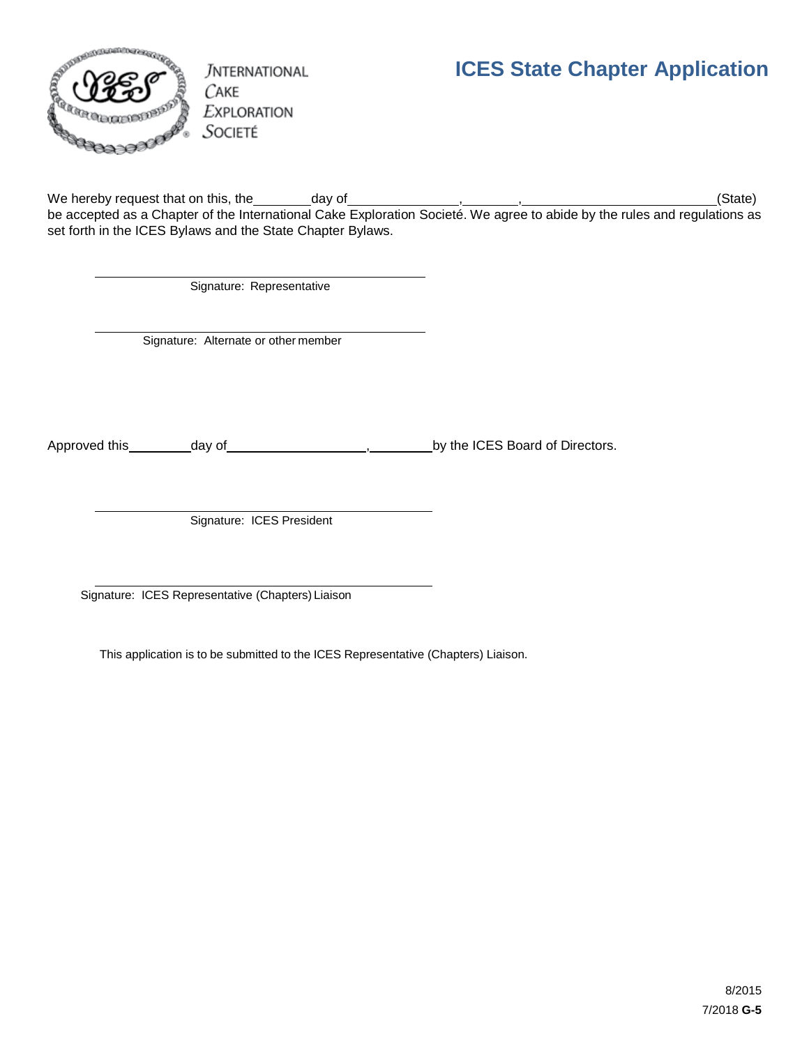INTERNATIONAL CAKE EXPLORATION SOCIETÉ

# ICES State Chapter Application

We hereby request that on this, the\_\_\_\_\_\_\_\_day of\_\_\_\_\_\_\_\_\_\_\_\_\_\_\_,\_\_\_\_\_\_\_\_,\_\_\_\_\_\_\_\_\_\_\_\_\_\_\_\_\_\_\_\_\_\_\_\_\_\_(State) be accepted as a Chapter of the International Cake Exploration Societé. We agree to abide by the rules and regulations as set forth in the ICES Bylaws and the State Chapter Bylaws.

\_\_\_\_\_\_\_\_\_\_\_\_\_\_\_\_\_\_\_\_\_\_\_\_\_\_\_\_\_\_\_\_\_\_\_\_\_\_\_\_\_\_\_\_\_\_

Signature: Representative

\_\_\_\_\_\_\_\_\_\_\_\_\_\_\_\_\_\_\_\_\_\_\_\_\_\_\_\_\_\_\_\_\_\_\_\_\_\_\_\_\_\_\_\_\_\_

Signature: Alternate or other member

Approved this\_\_\_\_\_\_\_\_\_day of\_\_\_\_\_\_\_\_\_\_\_\_\_\_\_\_\_\_\_\_,\_\_\_\_\_\_\_\_\_by the ICES Board of Directors.

\_\_\_\_\_\_\_\_\_\_\_\_\_\_\_\_\_\_\_\_\_\_\_\_\_\_\_\_\_\_\_\_\_\_\_\_\_\_\_\_\_\_\_\_\_\_

Signature: ICES President

\_\_\_\_\_\_\_\_\_\_\_\_\_\_\_\_\_\_\_\_\_\_\_\_\_\_\_\_\_\_\_\_\_\_\_\_\_\_\_\_\_\_\_\_\_\_

Signature: ICES Representative (Chapters) Liaison

This application is to be submitted to the ICES Representative (Chapters) Liaison.

8/2015
7/2018 **G-5**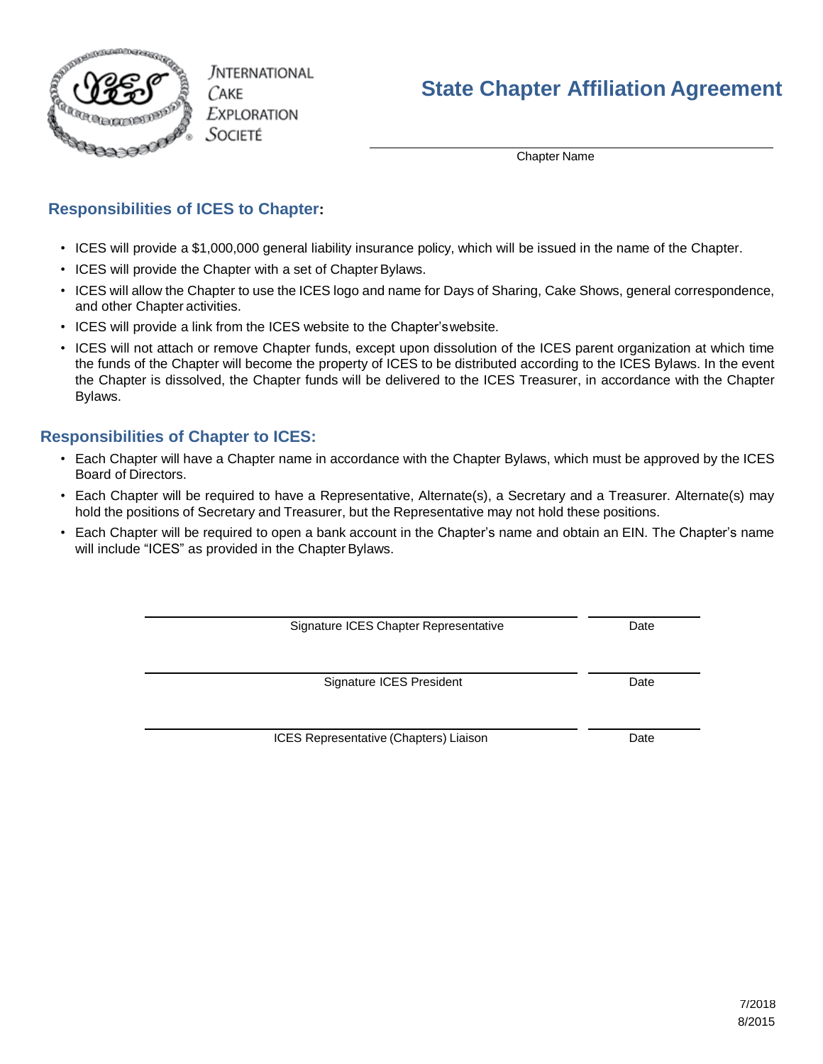International Cake Exploration Societé

# State Chapter Affiliation Agreement

______________________________________
Chapter Name

## Responsibilities of ICES to Chapter:

- ICES will provide a $1,000,000 general liability insurance policy, which will be issued in the name of the Chapter.
- ICES will provide the Chapter with a set of Chapter Bylaws.
- ICES will allow the Chapter to use the ICES logo and name for Days of Sharing, Cake Shows, general correspondence, and other Chapter activities.
- ICES will provide a link from the ICES website to the Chapter's website.
- ICES will not attach or remove Chapter funds, except upon dissolution of the ICES parent organization at which time the funds of the Chapter will become the property of ICES to be distributed according to the ICES Bylaws. In the event the Chapter is dissolved, the Chapter funds will be delivered to the ICES Treasurer, in accordance with the Chapter Bylaws.

## Responsibilities of Chapter to ICES:

- Each Chapter will have a Chapter name in accordance with the Chapter Bylaws, which must be approved by the ICES Board of Directors.
- Each Chapter will be required to have a Representative, Alternate(s), a Secretary and a Treasurer. Alternate(s) may hold the positions of Secretary and Treasurer, but the Representative may not hold these positions.
- Each Chapter will be required to open a bank account in the Chapter's name and obtain an EIN. The Chapter's name will include "ICES" as provided in the Chapter Bylaws.

______________________________________ ____________
Signature ICES Chapter Representative Date

______________________________________ ____________
Signature ICES President Date

______________________________________ ____________
ICES Representative (Chapters) Liaison Date

7/2018
8/2015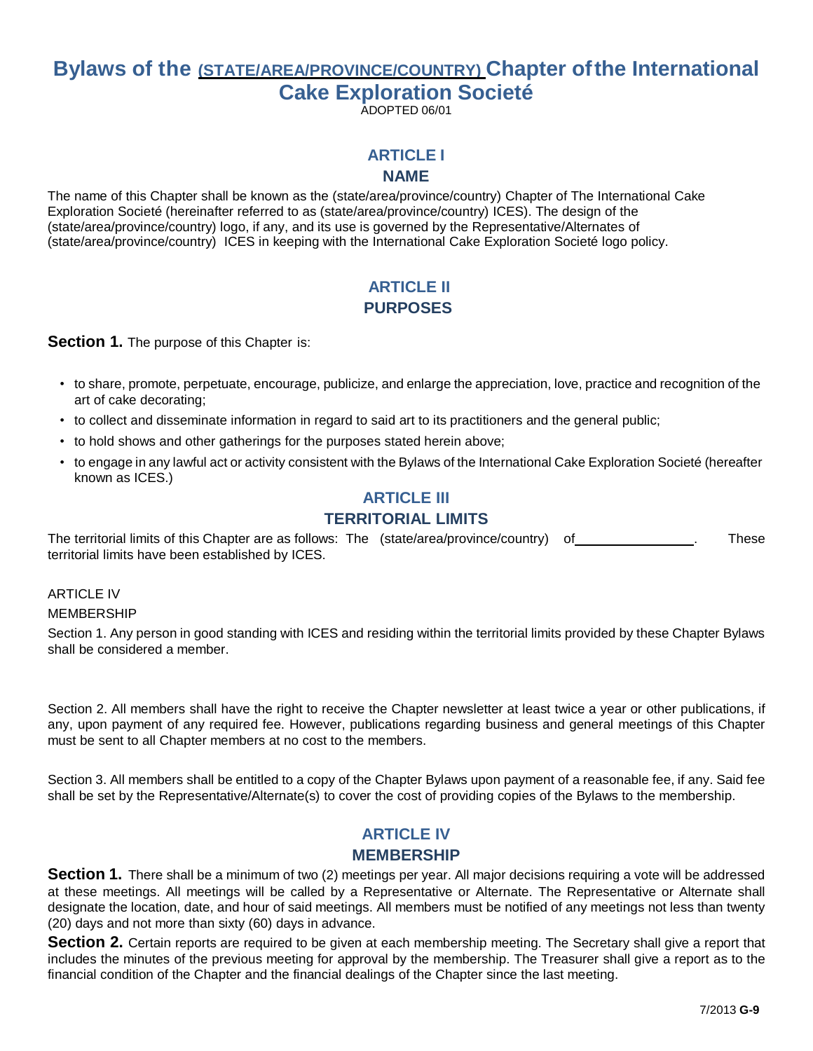# Bylaws of the <u>(STATE/AREA/PROVINCE/COUNTRY)</u> Chapter of the International Cake Exploration Societé

ADOPTED 06/01

## ARTICLE I
## NAME

The name of this Chapter shall be known as the (state/area/province/country) Chapter of The International Cake Exploration Societé (hereinafter referred to as (state/area/province/country) ICES). The design of the (state/area/province/country) logo, if any, and its use is governed by the Representative/Alternates of (state/area/province/country) ICES in keeping with the International Cake Exploration Societé logo policy.

## ARTICLE II
## PURPOSES

**Section 1.** The purpose of this Chapter is:

- to share, promote, perpetuate, encourage, publicize, and enlarge the appreciation, love, practice and recognition of the art of cake decorating;
- to collect and disseminate information in regard to said art to its practitioners and the general public;
- to hold shows and other gatherings for the purposes stated herein above;
- to engage in any lawful act or activity consistent with the Bylaws of the International Cake Exploration Societé (hereafter known as ICES.)

## ARTICLE III
## TERRITORIAL LIMITS

The territorial limits of this Chapter are as follows: The (state/area/province/country) of________________. These territorial limits have been established by ICES.

ARTICLE IV

MEMBERSHIP

Section 1. Any person in good standing with ICES and residing within the territorial limits provided by these Chapter Bylaws shall be considered a member.

Section 2. All members shall have the right to receive the Chapter newsletter at least twice a year or other publications, if any, upon payment of any required fee. However, publications regarding business and general meetings of this Chapter must be sent to all Chapter members at no cost to the members.

Section 3. All members shall be entitled to a copy of the Chapter Bylaws upon payment of a reasonable fee, if any. Said fee shall be set by the Representative/Alternate(s) to cover the cost of providing copies of the Bylaws to the membership.

## ARTICLE IV
## MEMBERSHIP

**Section 1.** There shall be a minimum of two (2) meetings per year. All major decisions requiring a vote will be addressed at these meetings. All meetings will be called by a Representative or Alternate. The Representative or Alternate shall designate the location, date, and hour of said meetings. All members must be notified of any meetings not less than twenty (20) days and not more than sixty (60) days in advance.

**Section 2.** Certain reports are required to be given at each membership meeting. The Secretary shall give a report that includes the minutes of the previous meeting for approval by the membership. The Treasurer shall give a report as to the financial condition of the Chapter and the financial dealings of the Chapter since the last meeting.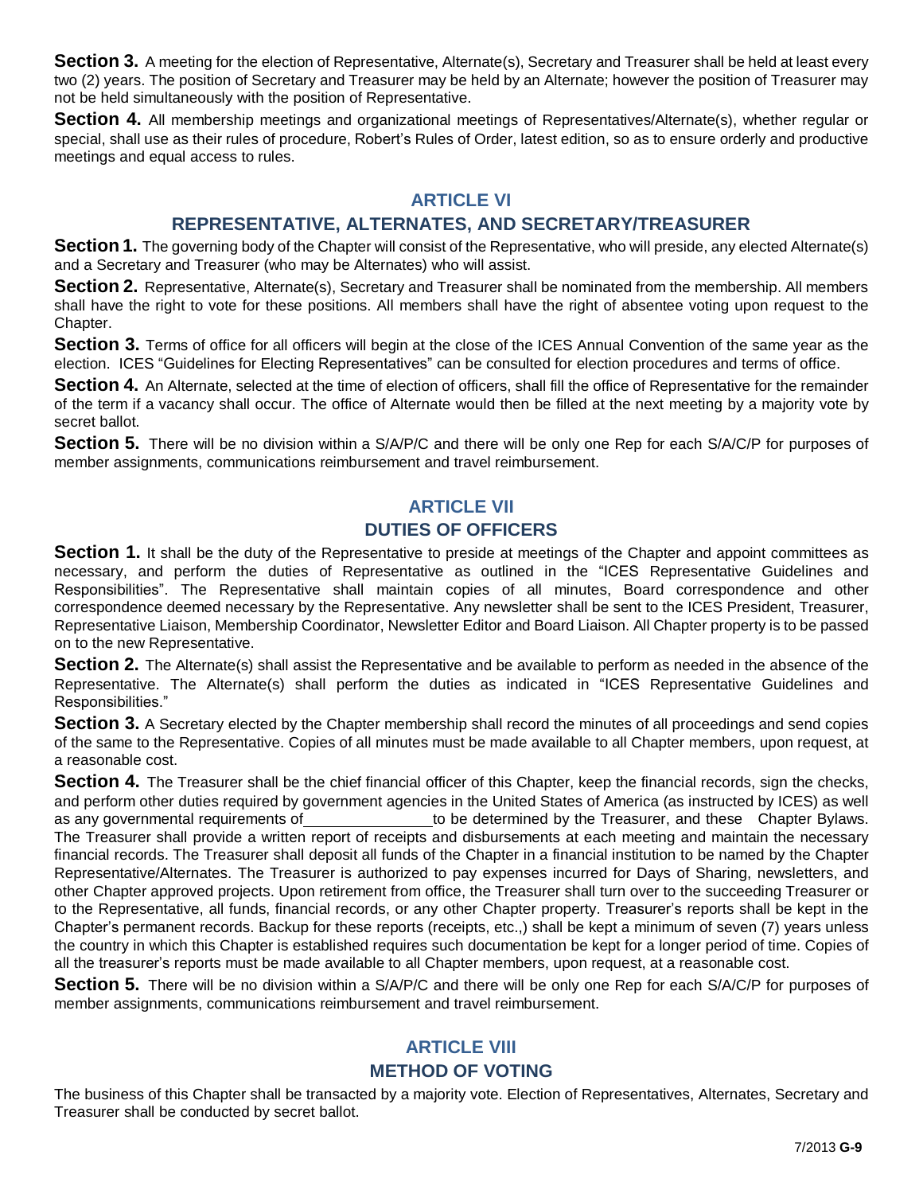**Section 3.** A meeting for the election of Representative, Alternate(s), Secretary and Treasurer shall be held at least every two (2) years. The position of Secretary and Treasurer may be held by an Alternate; however the position of Treasurer may not be held simultaneously with the position of Representative.

**Section 4.** All membership meetings and organizational meetings of Representatives/Alternate(s), whether regular or special, shall use as their rules of procedure, Robert's Rules of Order, latest edition, so as to ensure orderly and productive meetings and equal access to rules.

## ARTICLE VI
## REPRESENTATIVE, ALTERNATES, AND SECRETARY/TREASURER

**Section 1.** The governing body of the Chapter will consist of the Representative, who will preside, any elected Alternate(s) and a Secretary and Treasurer (who may be Alternates) who will assist.

**Section 2.** Representative, Alternate(s), Secretary and Treasurer shall be nominated from the membership. All members shall have the right to vote for these positions. All members shall have the right of absentee voting upon request to the Chapter.

**Section 3.** Terms of office for all officers will begin at the close of the ICES Annual Convention of the same year as the election. ICES "Guidelines for Electing Representatives" can be consulted for election procedures and terms of office.

**Section 4.** An Alternate, selected at the time of election of officers, shall fill the office of Representative for the remainder of the term if a vacancy shall occur. The office of Alternate would then be filled at the next meeting by a majority vote by secret ballot.

**Section 5.** There will be no division within a S/A/P/C and there will be only one Rep for each S/A/C/P for purposes of member assignments, communications reimbursement and travel reimbursement.

## ARTICLE VII
## DUTIES OF OFFICERS

**Section 1.** It shall be the duty of the Representative to preside at meetings of the Chapter and appoint committees as necessary, and perform the duties of Representative as outlined in the "ICES Representative Guidelines and Responsibilities". The Representative shall maintain copies of all minutes, Board correspondence and other correspondence deemed necessary by the Representative. Any newsletter shall be sent to the ICES President, Treasurer, Representative Liaison, Membership Coordinator, Newsletter Editor and Board Liaison. All Chapter property is to be passed on to the new Representative.

**Section 2.** The Alternate(s) shall assist the Representative and be available to perform as needed in the absence of the Representative. The Alternate(s) shall perform the duties as indicated in "ICES Representative Guidelines and Responsibilities."

**Section 3.** A Secretary elected by the Chapter membership shall record the minutes of all proceedings and send copies of the same to the Representative. Copies of all minutes must be made available to all Chapter members, upon request, at a reasonable cost.

**Section 4.** The Treasurer shall be the chief financial officer of this Chapter, keep the financial records, sign the checks, and perform other duties required by government agencies in the United States of America (as instructed by ICES) as well as any governmental requirements of _______________ to be determined by the Treasurer, and these Chapter Bylaws. The Treasurer shall provide a written report of receipts and disbursements at each meeting and maintain the necessary financial records. The Treasurer shall deposit all funds of the Chapter in a financial institution to be named by the Chapter Representative/Alternates. The Treasurer is authorized to pay expenses incurred for Days of Sharing, newsletters, and other Chapter approved projects. Upon retirement from office, the Treasurer shall turn over to the succeeding Treasurer or to the Representative, all funds, financial records, or any other Chapter property. Treasurer's reports shall be kept in the Chapter's permanent records. Backup for these reports (receipts, etc.,) shall be kept a minimum of seven (7) years unless the country in which this Chapter is established requires such documentation be kept for a longer period of time. Copies of all the treasurer's reports must be made available to all Chapter members, upon request, at a reasonable cost.

**Section 5.** There will be no division within a S/A/P/C and there will be only one Rep for each S/A/C/P for purposes of member assignments, communications reimbursement and travel reimbursement.

## ARTICLE VIII
## METHOD OF VOTING

The business of this Chapter shall be transacted by a majority vote. Election of Representatives, Alternates, Secretary and Treasurer shall be conducted by secret ballot.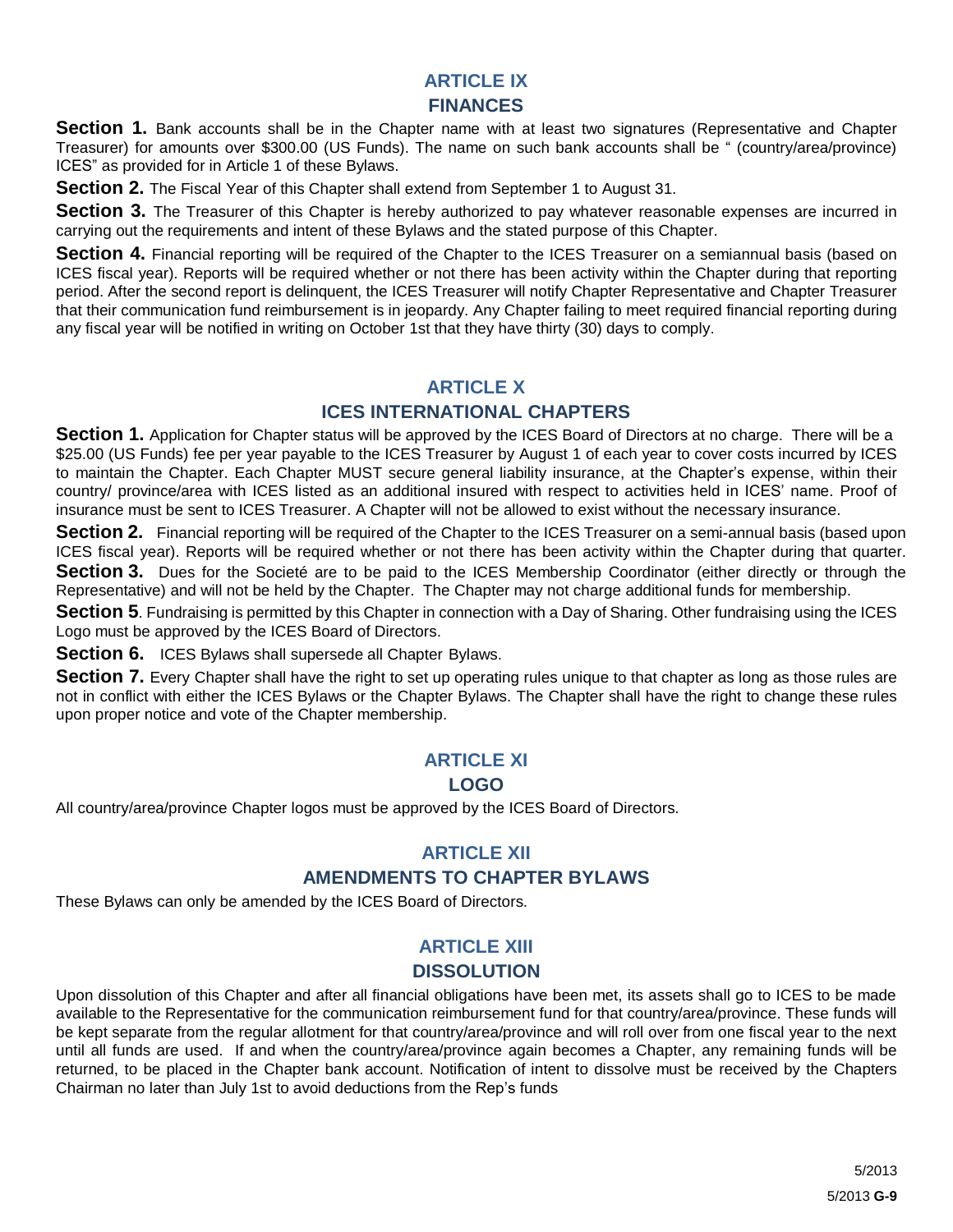## ARTICLE IX
## FINANCES

**Section 1.** Bank accounts shall be in the Chapter name with at least two signatures (Representative and Chapter Treasurer) for amounts over $300.00 (US Funds). The name on such bank accounts shall be " (country/area/province) ICES" as provided for in Article 1 of these Bylaws.

**Section 2.** The Fiscal Year of this Chapter shall extend from September 1 to August 31.

**Section 3.** The Treasurer of this Chapter is hereby authorized to pay whatever reasonable expenses are incurred in carrying out the requirements and intent of these Bylaws and the stated purpose of this Chapter.

**Section 4.** Financial reporting will be required of the Chapter to the ICES Treasurer on a semiannual basis (based on ICES fiscal year). Reports will be required whether or not there has been activity within the Chapter during that reporting period. After the second report is delinquent, the ICES Treasurer will notify Chapter Representative and Chapter Treasurer that their communication fund reimbursement is in jeopardy. Any Chapter failing to meet required financial reporting during any fiscal year will be notified in writing on October 1st that they have thirty (30) days to comply.

## ARTICLE X
## ICES INTERNATIONAL CHAPTERS

**Section 1.** Application for Chapter status will be approved by the ICES Board of Directors at no charge. There will be a $25.00 (US Funds) fee per year payable to the ICES Treasurer by August 1 of each year to cover costs incurred by ICES to maintain the Chapter. Each Chapter MUST secure general liability insurance, at the Chapter's expense, within their country/ province/area with ICES listed as an additional insured with respect to activities held in ICES' name. Proof of insurance must be sent to ICES Treasurer. A Chapter will not be allowed to exist without the necessary insurance.

**Section 2.** Financial reporting will be required of the Chapter to the ICES Treasurer on a semi-annual basis (based upon ICES fiscal year). Reports will be required whether or not there has been activity within the Chapter during that quarter.

**Section 3.** Dues for the Societé are to be paid to the ICES Membership Coordinator (either directly or through the Representative) and will not be held by the Chapter. The Chapter may not charge additional funds for membership.

**Section 5**. Fundraising is permitted by this Chapter in connection with a Day of Sharing. Other fundraising using the ICES Logo must be approved by the ICES Board of Directors.

**Section 6.** ICES Bylaws shall supersede all Chapter Bylaws.

**Section 7.** Every Chapter shall have the right to set up operating rules unique to that chapter as long as those rules are not in conflict with either the ICES Bylaws or the Chapter Bylaws. The Chapter shall have the right to change these rules upon proper notice and vote of the Chapter membership.

## ARTICLE XI
## LOGO

All country/area/province Chapter logos must be approved by the ICES Board of Directors.

## ARTICLE XII
## AMENDMENTS TO CHAPTER BYLAWS

These Bylaws can only be amended by the ICES Board of Directors.

## ARTICLE XIII
## DISSOLUTION

Upon dissolution of this Chapter and after all financial obligations have been met, its assets shall go to ICES to be made available to the Representative for the communication reimbursement fund for that country/area/province. These funds will be kept separate from the regular allotment for that country/area/province and will roll over from one fiscal year to the next until all funds are used. If and when the country/area/province again becomes a Chapter, any remaining funds will be returned, to be placed in the Chapter bank account. Notification of intent to dissolve must be received by the Chapters Chairman no later than July 1st to avoid deductions from the Rep's funds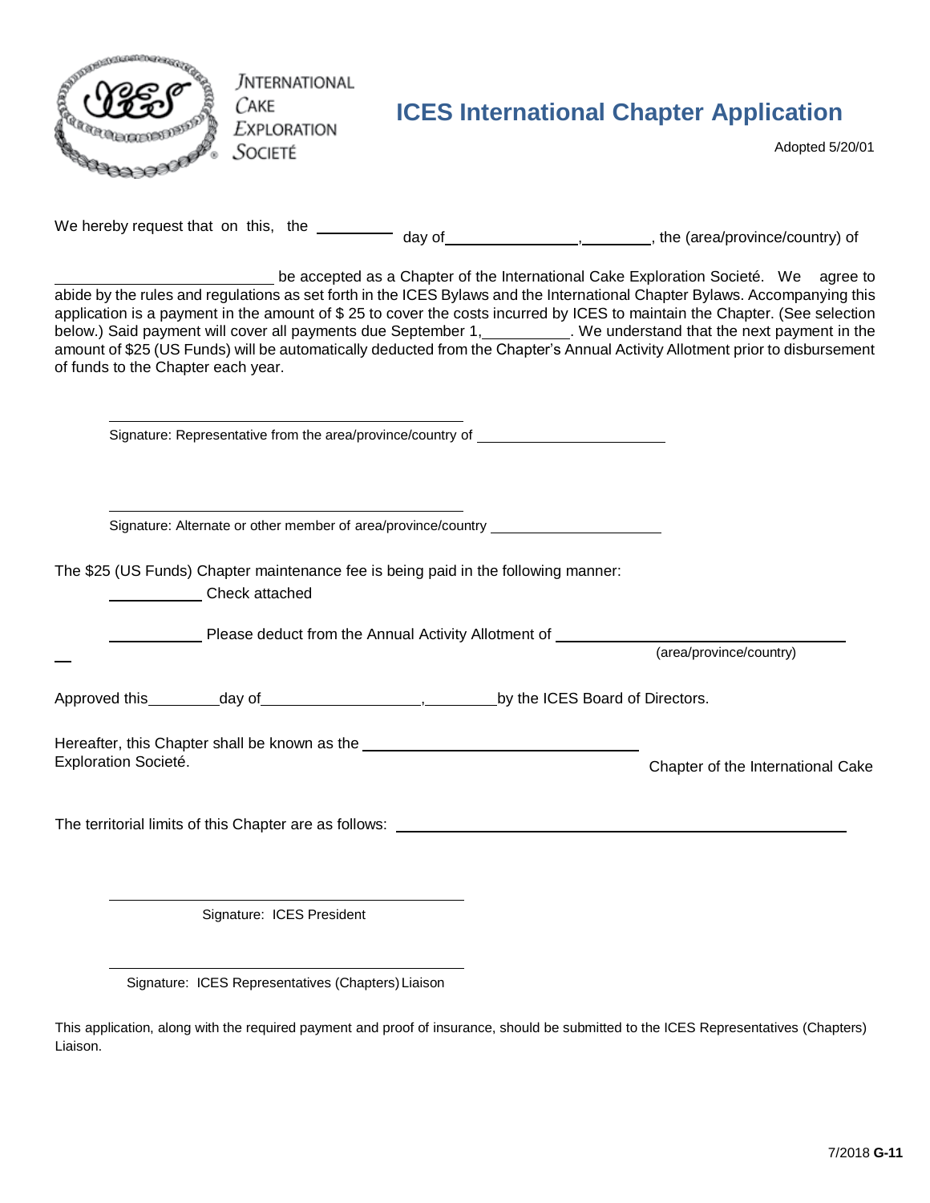INTERNATIONAL CAKE EXPLORATION SOCIETÉ

# ICES International Chapter Application

Adopted 5/20/01

We hereby request that on this, the ________ day of ________________, ________, the (area/province/country) of ________________________ be accepted as a Chapter of the International Cake Exploration Societé. We agree to abide by the rules and regulations as set forth in the ICES Bylaws and the International Chapter Bylaws. Accompanying this application is a payment in the amount of $ 25 to cover the costs incurred by ICES to maintain the Chapter. (See selection below.) Said payment will cover all payments due September 1, __________. We understand that the next payment in the amount of $25 (US Funds) will be automatically deducted from the Chapter's Annual Activity Allotment prior to disbursement of funds to the Chapter each year.

\_\_\_\_\_\_\_\_\_\_\_\_\_\_\_\_\_\_\_\_\_\_\_\_\_\_\_\_\_\_\_\_\_\_\_\_\_\_\_\_

Signature: Representative from the area/province/country of ______________________

\_\_\_\_\_\_\_\_\_\_\_\_\_\_\_\_\_\_\_\_\_\_\_\_\_\_\_\_\_\_\_\_\_\_\_\_\_\_\_\_

Signature: Alternate or other member of area/province/country ____________________

The $25 (US Funds) Chapter maintenance fee is being paid in the following manner:

__________ Check attached

__________ Please deduct from the Annual Activity Allotment of ______________________________
(area/province/country)

Approved this ________ day of __________________, ________ by the ICES Board of Directors.

Hereafter, this Chapter shall be known as the ______________________________ Chapter of the International Cake Exploration Societé.

The territorial limits of this Chapter are as follows: ______________________________________________

\_\_\_\_\_\_\_\_\_\_\_\_\_\_\_\_\_\_\_\_\_\_\_\_\_\_\_\_\_\_\_\_\_\_\_\_\_\_\_\_

Signature: ICES President

\_\_\_\_\_\_\_\_\_\_\_\_\_\_\_\_\_\_\_\_\_\_\_\_\_\_\_\_\_\_\_\_\_\_\_\_\_\_\_\_

Signature: ICES Representatives (Chapters) Liaison

This application, along with the required payment and proof of insurance, should be submitted to the ICES Representatives (Chapters) Liaison.

7/2018 **G-11**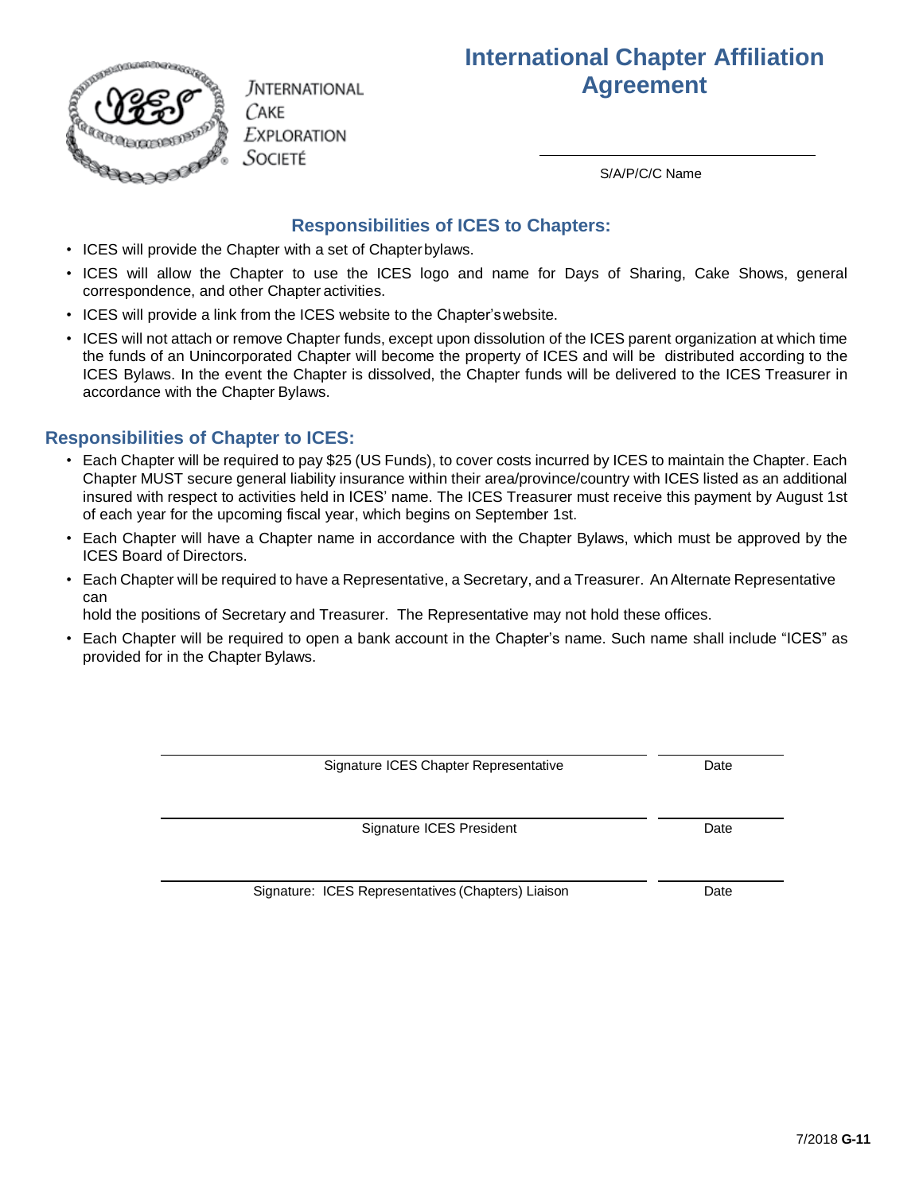INTERNATIONAL CAKE EXPLORATION SOCIETÉ

# International Chapter Affiliation Agreement

______________________________

S/A/P/C/C Name

## Responsibilities of ICES to Chapters:

- ICES will provide the Chapter with a set of Chapter bylaws.
- ICES will allow the Chapter to use the ICES logo and name for Days of Sharing, Cake Shows, general correspondence, and other Chapter activities.
- ICES will provide a link from the ICES website to the Chapter's website.
- ICES will not attach or remove Chapter funds, except upon dissolution of the ICES parent organization at which time the funds of an Unincorporated Chapter will become the property of ICES and will be distributed according to the ICES Bylaws. In the event the Chapter is dissolved, the Chapter funds will be delivered to the ICES Treasurer in accordance with the Chapter Bylaws.

## Responsibilities of Chapter to ICES:

- Each Chapter will be required to pay $25 (US Funds), to cover costs incurred by ICES to maintain the Chapter. Each Chapter MUST secure general liability insurance within their area/province/country with ICES listed as an additional insured with respect to activities held in ICES' name. The ICES Treasurer must receive this payment by August 1st of each year for the upcoming fiscal year, which begins on September 1st.
- Each Chapter will have a Chapter name in accordance with the Chapter Bylaws, which must be approved by the ICES Board of Directors.
- Each Chapter will be required to have a Representative, a Secretary, and a Treasurer. An Alternate Representative can hold the positions of Secretary and Treasurer. The Representative may not hold these offices.
- Each Chapter will be required to open a bank account in the Chapter's name. Such name shall include "ICES" as provided for in the Chapter Bylaws.

______________________________ ______________

Signature ICES Chapter Representative Date

______________________________ ______________

Signature ICES President Date

______________________________ ______________

Signature: ICES Representatives (Chapters) Liaison Date

7/2018 **G-11**